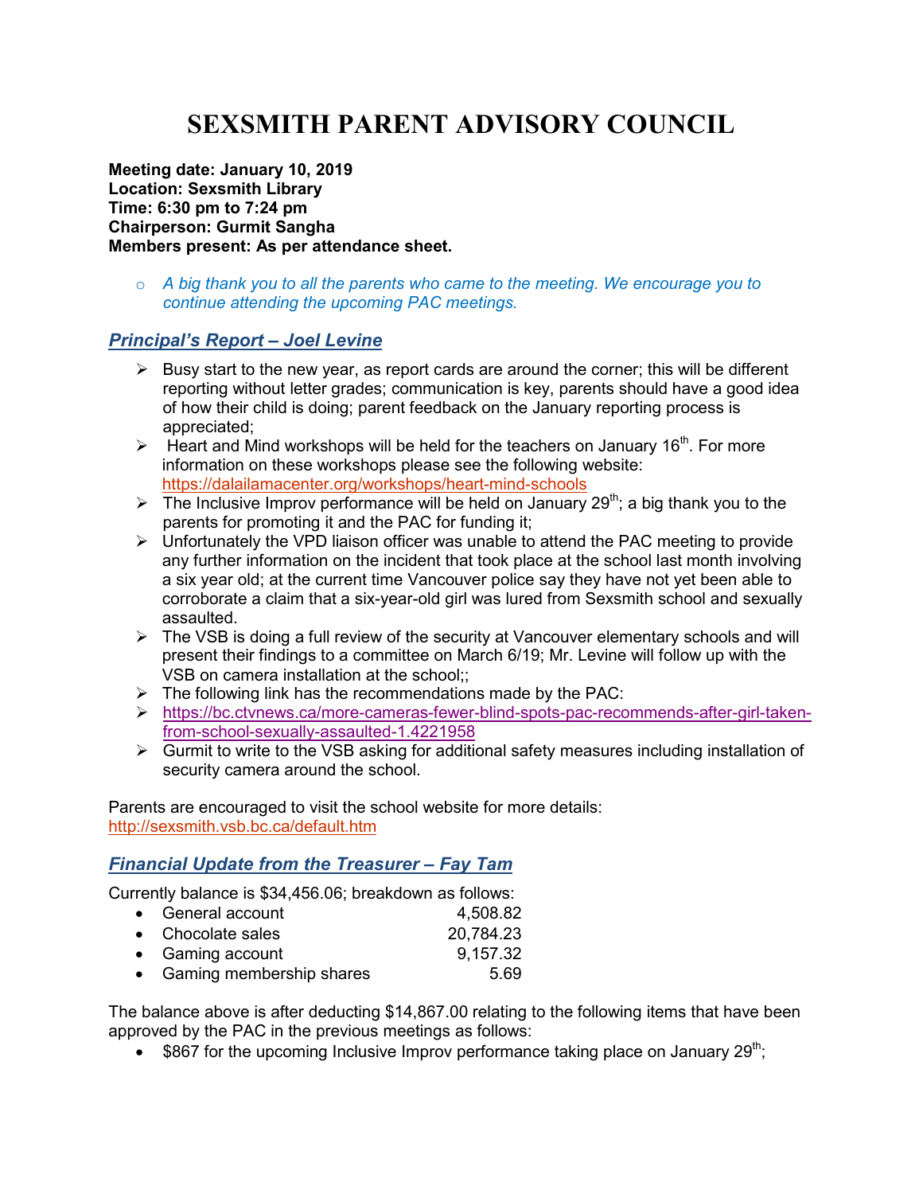# SEXSMITH PARENT ADVISORY COUNCIL

**Meeting date: January 10, 2019**
**Location: Sexsmith Library**
**Time: 6:30 pm to 7:24 pm**
**Chairperson: Gurmit Sangha**
**Members present: As per attendance sheet.**

- *A big thank you to all the parents who came to the meeting. We encourage you to continue attending the upcoming PAC meetings.*

## *Principal's Report – Joel Levine*

- Busy start to the new year, as report cards are around the corner; this will be different reporting without letter grades; communication is key, parents should have a good idea of how their child is doing; parent feedback on the January reporting process is appreciated;
- Heart and Mind workshops will be held for the teachers on January 16th. For more information on these workshops please see the following website: https://dalailamacenter.org/workshops/heart-mind-schools
- The Inclusive Improv performance will be held on January 29th; a big thank you to the parents for promoting it and the PAC for funding it;
- Unfortunately the VPD liaison officer was unable to attend the PAC meeting to provide any further information on the incident that took place at the school last month involving a six year old; at the current time Vancouver police say they have not yet been able to corroborate a claim that a six-year-old girl was lured from Sexsmith school and sexually assaulted.
- The VSB is doing a full review of the security at Vancouver elementary schools and will present their findings to a committee on March 6/19; Mr. Levine will follow up with the VSB on camera installation at the school;;
- The following link has the recommendations made by the PAC:
- https://bc.ctvnews.ca/more-cameras-fewer-blind-spots-pac-recommends-after-girl-taken-from-school-sexually-assaulted-1.4221958
- Gurmit to write to the VSB asking for additional safety measures including installation of security camera around the school.

Parents are encouraged to visit the school website for more details: http://sexsmith.vsb.bc.ca/default.htm

## *Financial Update from the Treasurer – Fay Tam*

Currently balance is $34,456.06; breakdown as follows:

- General account 4,508.82
- Chocolate sales 20,784.23
- Gaming account 9,157.32
- Gaming membership shares 5.69

The balance above is after deducting $14,867.00 relating to the following items that have been approved by the PAC in the previous meetings as follows:

- $867 for the upcoming Inclusive Improv performance taking place on January 29th;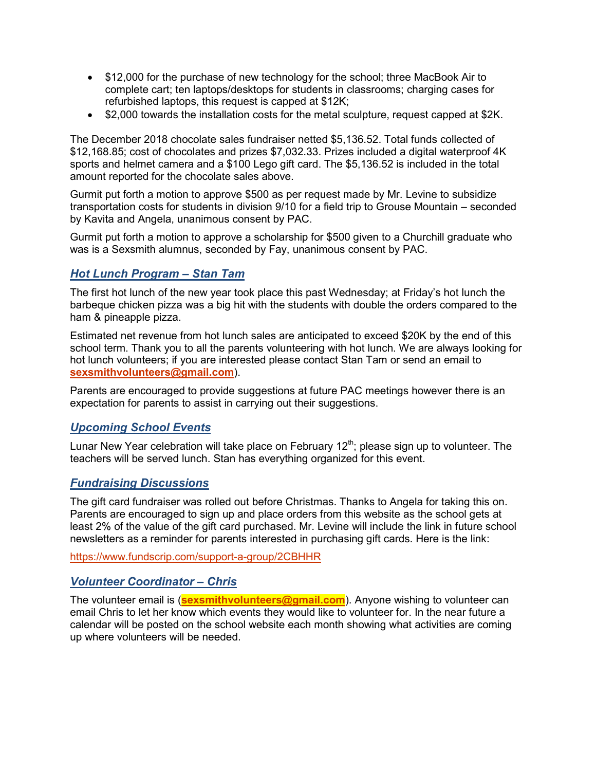- $12,000 for the purchase of new technology for the school; three MacBook Air to complete cart; ten laptops/desktops for students in classrooms; charging cases for refurbished laptops, this request is capped at $12K;
- $2,000 towards the installation costs for the metal sculpture, request capped at $2K.

The December 2018 chocolate sales fundraiser netted $5,136.52. Total funds collected of $12,168.85; cost of chocolates and prizes $7,032.33. Prizes included a digital waterproof 4K sports and helmet camera and a $100 Lego gift card. The $5,136.52 is included in the total amount reported for the chocolate sales above.

Gurmit put forth a motion to approve $500 as per request made by Mr. Levine to subsidize transportation costs for students in division 9/10 for a field trip to Grouse Mountain – seconded by Kavita and Angela, unanimous consent by PAC.

Gurmit put forth a motion to approve a scholarship for $500 given to a Churchill graduate who was is a Sexsmith alumnus, seconded by Fay, unanimous consent by PAC.

## ***Hot Lunch Program – Stan Tam***

The first hot lunch of the new year took place this past Wednesday; at Friday's hot lunch the barbeque chicken pizza was a big hit with the students with double the orders compared to the ham & pineapple pizza.

Estimated net revenue from hot lunch sales are anticipated to exceed $20K by the end of this school term. Thank you to all the parents volunteering with hot lunch. We are always looking for hot lunch volunteers; if you are interested please contact Stan Tam or send an email to **sexsmithvolunteers@gmail.com**).

Parents are encouraged to provide suggestions at future PAC meetings however there is an expectation for parents to assist in carrying out their suggestions.

## ***Upcoming School Events***

Lunar New Year celebration will take place on February 12th; please sign up to volunteer. The teachers will be served lunch. Stan has everything organized for this event.

## ***Fundraising Discussions***

The gift card fundraiser was rolled out before Christmas. Thanks to Angela for taking this on. Parents are encouraged to sign up and place orders from this website as the school gets at least 2% of the value of the gift card purchased. Mr. Levine will include the link in future school newsletters as a reminder for parents interested in purchasing gift cards. Here is the link:

https://www.fundscrip.com/support-a-group/2CBHHR

## ***Volunteer Coordinator – Chris***

The volunteer email is (**sexsmithvolunteers@gmail.com**). Anyone wishing to volunteer can email Chris to let her know which events they would like to volunteer for. In the near future a calendar will be posted on the school website each month showing what activities are coming up where volunteers will be needed.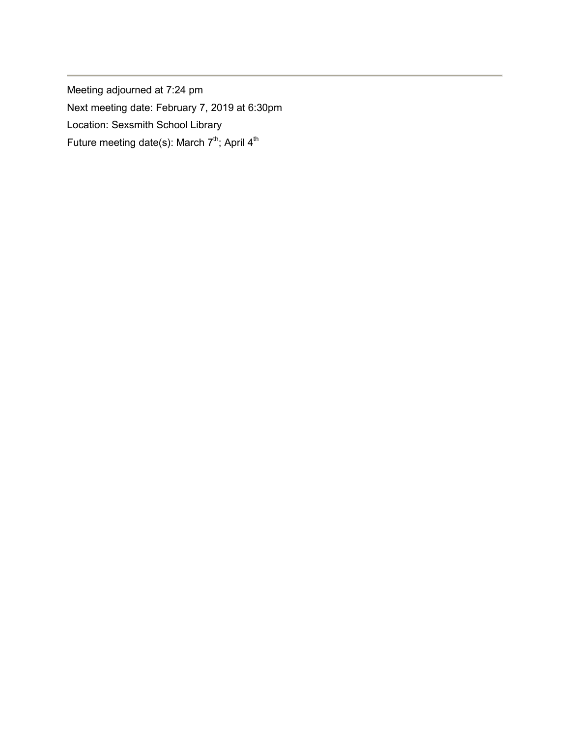---

Meeting adjourned at 7:24 pm

Next meeting date: February 7, 2019 at 6:30pm

Location: Sexsmith School Library

Future meeting date(s): March 7th; April 4th